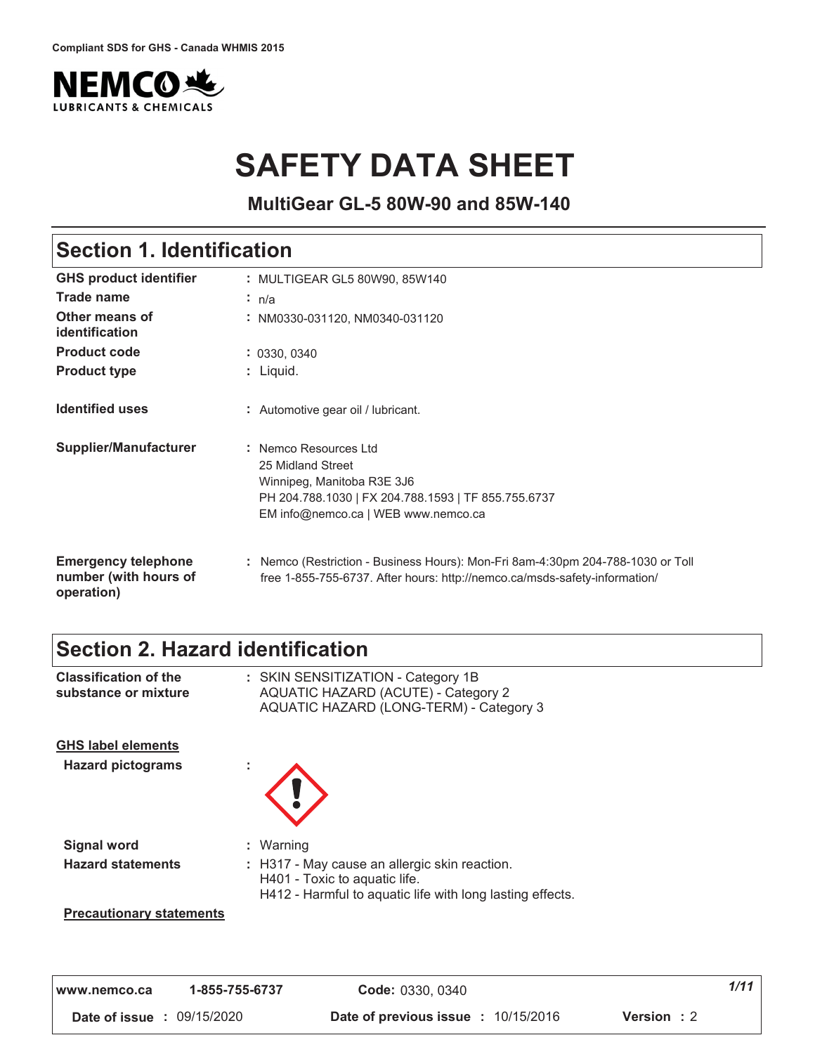Compliant SDS for GHS - Canada WHMIS 2015

NEMCO LUBRICANTS & CHEMICALS

# SAFETY DATA SHEET

**MultiGear GL-5 80W-90 and 85W-140**

## Section 1. Identification

| | |
|---|---|
| **GHS product identifier** | : MULTIGEAR GL5 80W90, 85W140 |
| **Trade name** | : n/a |
| **Other means of identification** | : NM0330-031120, NM0340-031120 |
| **Product code** | : 0330, 0340 |
| **Product type** | : Liquid. |
| **Identified uses** | : Automotive gear oil / lubricant. |
| **Supplier/Manufacturer** | : Nemco Resources Ltd<br>25 Midland Street<br>Winnipeg, Manitoba R3E 3J6<br>PH 204.788.1030 \| FX 204.788.1593 \| TF 855.755.6737<br>EM info@nemco.ca \| WEB www.nemco.ca |
| **Emergency telephone number (with hours of operation)** | : Nemco (Restriction - Business Hours): Mon-Fri 8am-4:30pm 204-788-1030 or Toll free 1-855-755-6737. After hours: http://nemco.ca/msds-safety-information/ |

## Section 2. Hazard identification

| | |
|---|---|
| **Classification of the substance or mixture** | : SKIN SENSITIZATION - Category 1B<br>AQUATIC HAZARD (ACUTE) - Category 2<br>AQUATIC HAZARD (LONG-TERM) - Category 3 |

**GHS label elements**

| | |
|---|---|
| **Hazard pictograms** | : |
| **Signal word** | : Warning |
| **Hazard statements** | : H317 - May cause an allergic skin reaction.<br>H401 - Toxic to aquatic life.<br>H412 - Harmful to aquatic life with long lasting effects. |

**Precautionary statements**

| www.nemco.ca | 1-855-755-6737 | Code: 0330, 0340 | |
|---|---|---|---|
| Date of issue : 09/15/2020 | | Date of previous issue : 10/15/2016 | Version : 2 |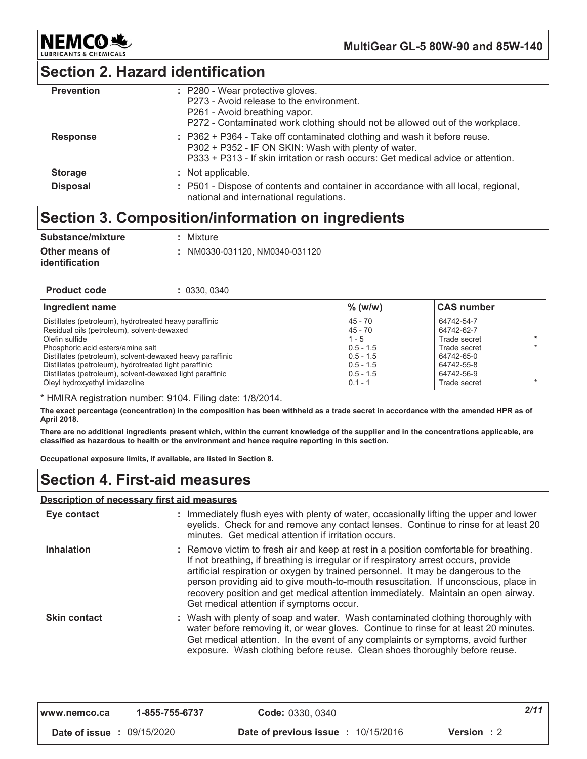## Section 2. Hazard identification

**Prevention** : P280 - Wear protective gloves.
P273 - Avoid release to the environment.
P261 - Avoid breathing vapor.
P272 - Contaminated work clothing should not be allowed out of the workplace.

**Response** : P362 + P364 - Take off contaminated clothing and wash it before reuse.
P302 + P352 - IF ON SKIN: Wash with plenty of water.
P333 + P313 - If skin irritation or rash occurs: Get medical advice or attention.

**Storage** : Not applicable.

**Disposal** : P501 - Dispose of contents and container in accordance with all local, regional, national and international regulations.

## Section 3. Composition/information on ingredients

**Substance/mixture** : Mixture

**Other means of identification** : NM0330-031120, NM0340-031120

**Product code** : 0330, 0340

| Ingredient name | % (w/w) | CAS number |
|---|---|---|
| Distillates (petroleum), hydrotreated heavy paraffinic | 45 - 70 | 64742-54-7 |
| Residual oils (petroleum), solvent-dewaxed | 45 - 70 | 64742-62-7 |
| Olefin sulfide | 1 - 5 | Trade secret * |
| Phosphoric acid esters/amine salt | 0.5 - 1.5 | Trade secret * |
| Distillates (petroleum), solvent-dewaxed heavy paraffinic | 0.5 - 1.5 | 64742-65-0 |
| Distillates (petroleum), hydrotreated light paraffinic | 0.5 - 1.5 | 64742-55-8 |
| Distillates (petroleum), solvent-dewaxed light paraffinic | 0.5 - 1.5 | 64742-56-9 |
| Oleyl hydroxyethyl imidazoline | 0.1 - 1 | Trade secret * |

* HMIRA registration number: 9104. Filing date: 1/8/2014.

**The exact percentage (concentration) in the composition has been withheld as a trade secret in accordance with the amended HPR as of April 2018.**

**There are no additional ingredients present which, within the current knowledge of the supplier and in the concentrations applicable, are classified as hazardous to health or the environment and hence require reporting in this section.**

**Occupational exposure limits, if available, are listed in Section 8.**

## Section 4. First-aid measures

**Description of necessary first aid measures**

**Eye contact** : Immediately flush eyes with plenty of water, occasionally lifting the upper and lower eyelids. Check for and remove any contact lenses. Continue to rinse for at least 20 minutes. Get medical attention if irritation occurs.

**Inhalation** : Remove victim to fresh air and keep at rest in a position comfortable for breathing. If not breathing, if breathing is irregular or if respiratory arrest occurs, provide artificial respiration or oxygen by trained personnel. It may be dangerous to the person providing aid to give mouth-to-mouth resuscitation. If unconscious, place in recovery position and get medical attention immediately. Maintain an open airway. Get medical attention if symptoms occur.

**Skin contact** : Wash with plenty of soap and water. Wash contaminated clothing thoroughly with water before removing it, or wear gloves. Continue to rinse for at least 20 minutes. Get medical attention. In the event of any complaints or symptoms, avoid further exposure. Wash clothing before reuse. Clean shoes thoroughly before reuse.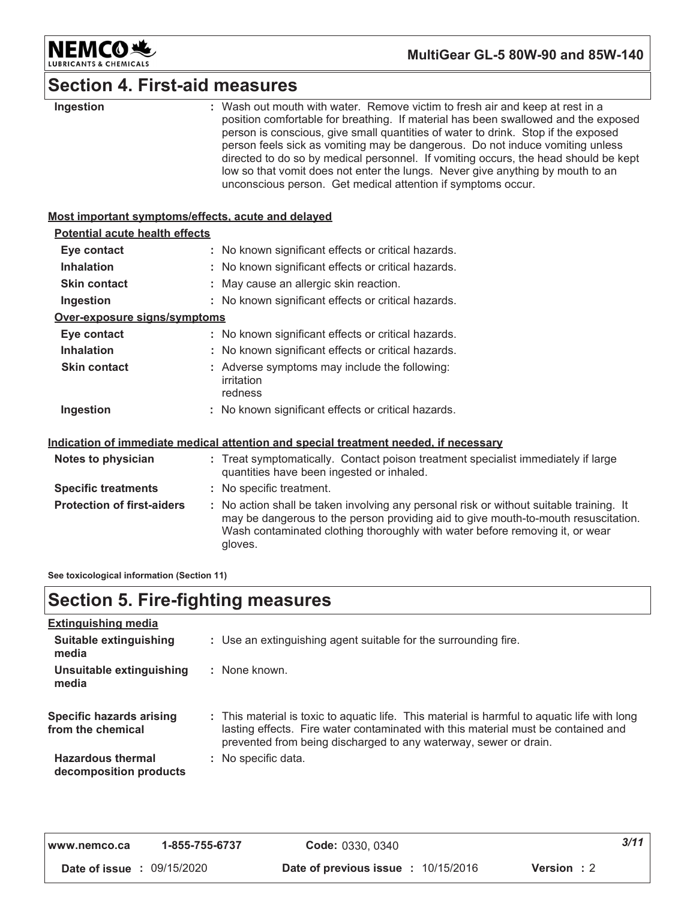## Section 4. First-aid measures

| | |
|---|---|
| **Ingestion** | : Wash out mouth with water. Remove victim to fresh air and keep at rest in a position comfortable for breathing. If material has been swallowed and the exposed person is conscious, give small quantities of water to drink. Stop if the exposed person feels sick as vomiting may be dangerous. Do not induce vomiting unless directed to do so by medical personnel. If vomiting occurs, the head should be kept low so that vomit does not enter the lungs. Never give anything by mouth to an unconscious person. Get medical attention if symptoms occur. |

**Most important symptoms/effects, acute and delayed**

**Potential acute health effects**

| | |
|---|---|
| **Eye contact** | : No known significant effects or critical hazards. |
| **Inhalation** | : No known significant effects or critical hazards. |
| **Skin contact** | : May cause an allergic skin reaction. |
| **Ingestion** | : No known significant effects or critical hazards. |

**Over-exposure signs/symptoms**

| | |
|---|---|
| **Eye contact** | : No known significant effects or critical hazards. |
| **Inhalation** | : No known significant effects or critical hazards. |
| **Skin contact** | : Adverse symptoms may include the following: irritation redness |
| **Ingestion** | : No known significant effects or critical hazards. |

**Indication of immediate medical attention and special treatment needed, if necessary**

| | |
|---|---|
| **Notes to physician** | : Treat symptomatically. Contact poison treatment specialist immediately if large quantities have been ingested or inhaled. |
| **Specific treatments** | : No specific treatment. |
| **Protection of first-aiders** | : No action shall be taken involving any personal risk or without suitable training. It may be dangerous to the person providing aid to give mouth-to-mouth resuscitation. Wash contaminated clothing thoroughly with water before removing it, or wear gloves. |

**See toxicological information (Section 11)**

## Section 5. Fire-fighting measures

**Extinguishing media**

| | |
|---|---|
| **Suitable extinguishing media** | : Use an extinguishing agent suitable for the surrounding fire. |
| **Unsuitable extinguishing media** | : None known. |
| **Specific hazards arising from the chemical** | : This material is toxic to aquatic life. This material is harmful to aquatic life with long lasting effects. Fire water contaminated with this material must be contained and prevented from being discharged to any waterway, sewer or drain. |
| **Hazardous thermal decomposition products** | : No specific data. |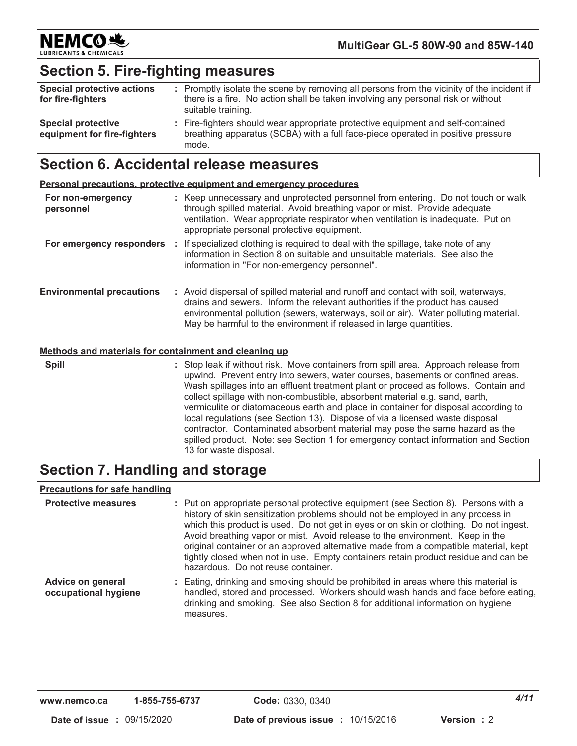## Section 5. Fire-fighting measures

| | |
|---|---|
| **Special protective actions for fire-fighters** | : Promptly isolate the scene by removing all persons from the vicinity of the incident if there is a fire. No action shall be taken involving any personal risk or without suitable training. |
| **Special protective equipment for fire-fighters** | : Fire-fighters should wear appropriate protective equipment and self-contained breathing apparatus (SCBA) with a full face-piece operated in positive pressure mode. |

## Section 6. Accidental release measures

**Personal precautions, protective equipment and emergency procedures**

| | |
|---|---|
| **For non-emergency personnel** | : Keep unnecessary and unprotected personnel from entering. Do not touch or walk through spilled material. Avoid breathing vapor or mist. Provide adequate ventilation. Wear appropriate respirator when ventilation is inadequate. Put on appropriate personal protective equipment. |
| **For emergency responders** | : If specialized clothing is required to deal with the spillage, take note of any information in Section 8 on suitable and unsuitable materials. See also the information in "For non-emergency personnel". |
| **Environmental precautions** | : Avoid dispersal of spilled material and runoff and contact with soil, waterways, drains and sewers. Inform the relevant authorities if the product has caused environmental pollution (sewers, waterways, soil or air). Water polluting material. May be harmful to the environment if released in large quantities. |

**Methods and materials for containment and cleaning up**

| | |
|---|---|
| **Spill** | : Stop leak if without risk. Move containers from spill area. Approach release from upwind. Prevent entry into sewers, water courses, basements or confined areas. Wash spillages into an effluent treatment plant or proceed as follows. Contain and collect spillage with non-combustible, absorbent material e.g. sand, earth, vermiculite or diatomaceous earth and place in container for disposal according to local regulations (see Section 13). Dispose of via a licensed waste disposal contractor. Contaminated absorbent material may pose the same hazard as the spilled product. Note: see Section 1 for emergency contact information and Section 13 for waste disposal. |

## Section 7. Handling and storage

**Precautions for safe handling**

| | |
|---|---|
| **Protective measures** | : Put on appropriate personal protective equipment (see Section 8). Persons with a history of skin sensitization problems should not be employed in any process in which this product is used. Do not get in eyes or on skin or clothing. Do not ingest. Avoid breathing vapor or mist. Avoid release to the environment. Keep in the original container or an approved alternative made from a compatible material, kept tightly closed when not in use. Empty containers retain product residue and can be hazardous. Do not reuse container. |
| **Advice on general occupational hygiene** | : Eating, drinking and smoking should be prohibited in areas where this material is handled, stored and processed. Workers should wash hands and face before eating, drinking and smoking. See also Section 8 for additional information on hygiene measures. |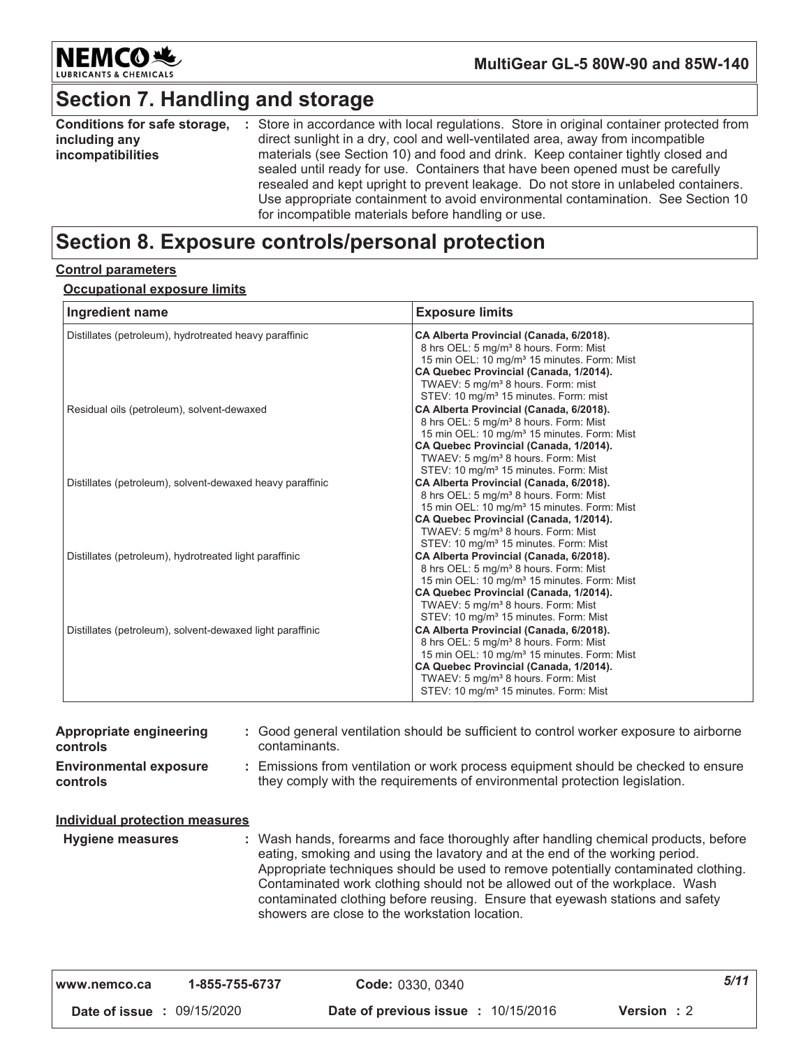## Section 7. Handling and storage

**Conditions for safe storage, including any incompatibilities** : Store in accordance with local regulations. Store in original container protected from direct sunlight in a dry, cool and well-ventilated area, away from incompatible materials (see Section 10) and food and drink. Keep container tightly closed and sealed until ready for use. Containers that have been opened must be carefully resealed and kept upright to prevent leakage. Do not store in unlabeled containers. Use appropriate containment to avoid environmental contamination. See Section 10 for incompatible materials before handling or use.

## Section 8. Exposure controls/personal protection

**Control parameters**

**Occupational exposure limits**

| Ingredient name | Exposure limits |
| --- | --- |
| Distillates (petroleum), hydrotreated heavy paraffinic | **CA Alberta Provincial (Canada, 6/2018).**<br>8 hrs OEL: 5 mg/m³ 8 hours. Form: Mist<br>15 min OEL: 10 mg/m³ 15 minutes. Form: Mist<br>**CA Quebec Provincial (Canada, 1/2014).**<br>TWAEV: 5 mg/m³ 8 hours. Form: mist<br>STEV: 10 mg/m³ 15 minutes. Form: mist |
| Residual oils (petroleum), solvent-dewaxed | **CA Alberta Provincial (Canada, 6/2018).**<br>8 hrs OEL: 5 mg/m³ 8 hours. Form: Mist<br>15 min OEL: 10 mg/m³ 15 minutes. Form: Mist<br>**CA Quebec Provincial (Canada, 1/2014).**<br>TWAEV: 5 mg/m³ 8 hours. Form: Mist<br>STEV: 10 mg/m³ 15 minutes. Form: Mist |
| Distillates (petroleum), solvent-dewaxed heavy paraffinic | **CA Alberta Provincial (Canada, 6/2018).**<br>8 hrs OEL: 5 mg/m³ 8 hours. Form: Mist<br>15 min OEL: 10 mg/m³ 15 minutes. Form: Mist<br>**CA Quebec Provincial (Canada, 1/2014).**<br>TWAEV: 5 mg/m³ 8 hours. Form: Mist<br>STEV: 10 mg/m³ 15 minutes. Form: Mist |
| Distillates (petroleum), hydrotreated light paraffinic | **CA Alberta Provincial (Canada, 6/2018).**<br>8 hrs OEL: 5 mg/m³ 8 hours. Form: Mist<br>15 min OEL: 10 mg/m³ 15 minutes. Form: Mist<br>**CA Quebec Provincial (Canada, 1/2014).**<br>TWAEV: 5 mg/m³ 8 hours. Form: Mist<br>STEV: 10 mg/m³ 15 minutes. Form: Mist |
| Distillates (petroleum), solvent-dewaxed light paraffinic | **CA Alberta Provincial (Canada, 6/2018).**<br>8 hrs OEL: 5 mg/m³ 8 hours. Form: Mist<br>15 min OEL: 10 mg/m³ 15 minutes. Form: Mist<br>**CA Quebec Provincial (Canada, 1/2014).**<br>TWAEV: 5 mg/m³ 8 hours. Form: Mist<br>STEV: 10 mg/m³ 15 minutes. Form: Mist |

**Appropriate engineering controls** : Good general ventilation should be sufficient to control worker exposure to airborne contaminants.

**Environmental exposure controls** : Emissions from ventilation or work process equipment should be checked to ensure they comply with the requirements of environmental protection legislation.

**Individual protection measures**

**Hygiene measures** : Wash hands, forearms and face thoroughly after handling chemical products, before eating, smoking and using the lavatory and at the end of the working period. Appropriate techniques should be used to remove potentially contaminated clothing. Contaminated work clothing should not be allowed out of the workplace. Wash contaminated clothing before reusing. Ensure that eyewash stations and safety showers are close to the workstation location.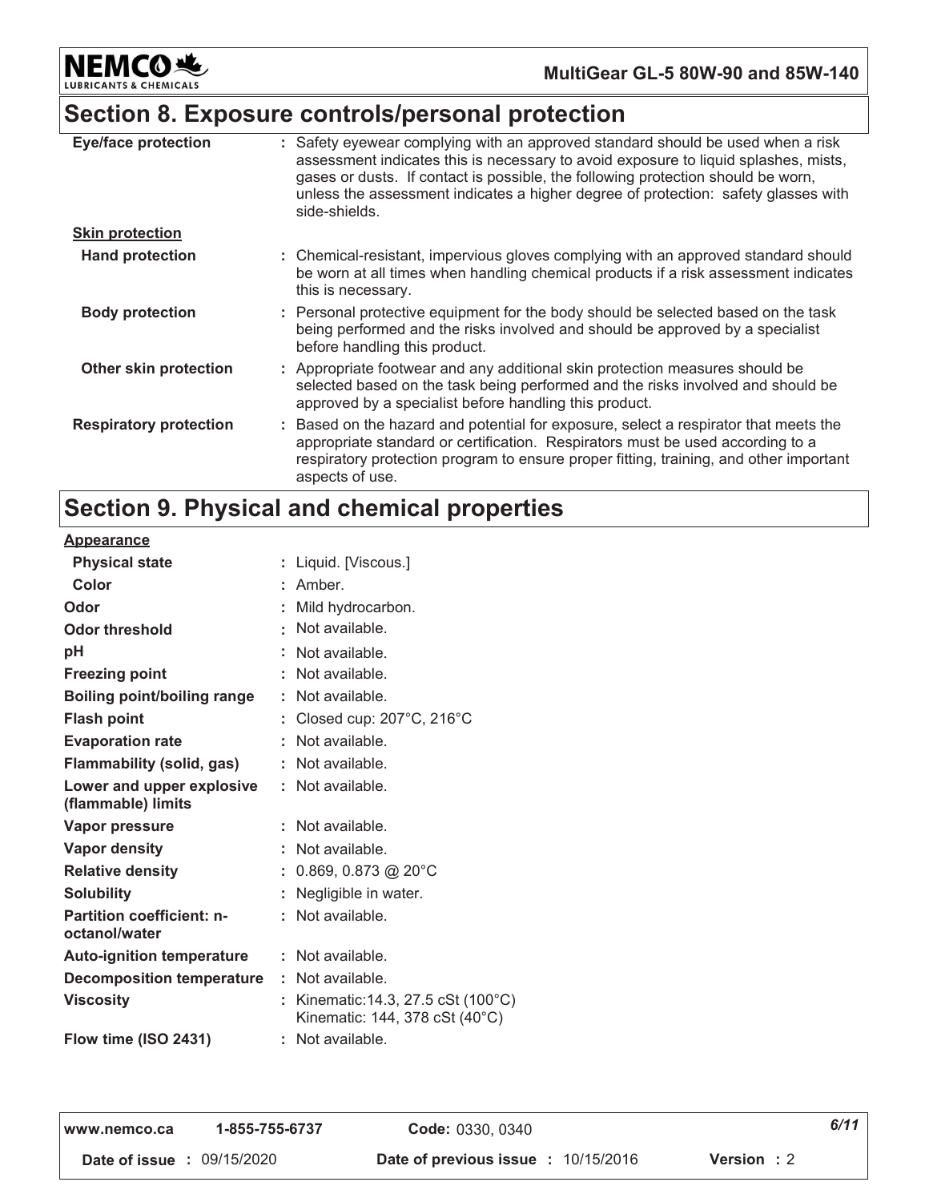## Section 8. Exposure controls/personal protection

| | |
|---|---|
| **Eye/face protection** | : Safety eyewear complying with an approved standard should be used when a risk assessment indicates this is necessary to avoid exposure to liquid splashes, mists, gases or dusts. If contact is possible, the following protection should be worn, unless the assessment indicates a higher degree of protection: safety glasses with side-shields. |
| **Skin protection** | |
| **Hand protection** | : Chemical-resistant, impervious gloves complying with an approved standard should be worn at all times when handling chemical products if a risk assessment indicates this is necessary. |
| **Body protection** | : Personal protective equipment for the body should be selected based on the task being performed and the risks involved and should be approved by a specialist before handling this product. |
| **Other skin protection** | : Appropriate footwear and any additional skin protection measures should be selected based on the task being performed and the risks involved and should be approved by a specialist before handling this product. |
| **Respiratory protection** | : Based on the hazard and potential for exposure, select a respirator that meets the appropriate standard or certification. Respirators must be used according to a respiratory protection program to ensure proper fitting, training, and other important aspects of use. |

## Section 9. Physical and chemical properties

| | |
|---|---|
| **Appearance** | |
| **Physical state** | : Liquid. [Viscous.] |
| **Color** | : Amber. |
| **Odor** | : Mild hydrocarbon. |
| **Odor threshold** | : Not available. |
| **pH** | : Not available. |
| **Freezing point** | : Not available. |
| **Boiling point/boiling range** | : Not available. |
| **Flash point** | : Closed cup: 207°C, 216°C |
| **Evaporation rate** | : Not available. |
| **Flammability (solid, gas)** | : Not available. |
| **Lower and upper explosive (flammable) limits** | : Not available. |
| **Vapor pressure** | : Not available. |
| **Vapor density** | : Not available. |
| **Relative density** | : 0.869, 0.873 @ 20°C |
| **Solubility** | : Negligible in water. |
| **Partition coefficient: n-octanol/water** | : Not available. |
| **Auto-ignition temperature** | : Not available. |
| **Decomposition temperature** | : Not available. |
| **Viscosity** | : Kinematic:14.3, 27.5 cSt (100°C)<br>Kinematic: 144, 378 cSt (40°C) |
| **Flow time (ISO 2431)** | : Not available. |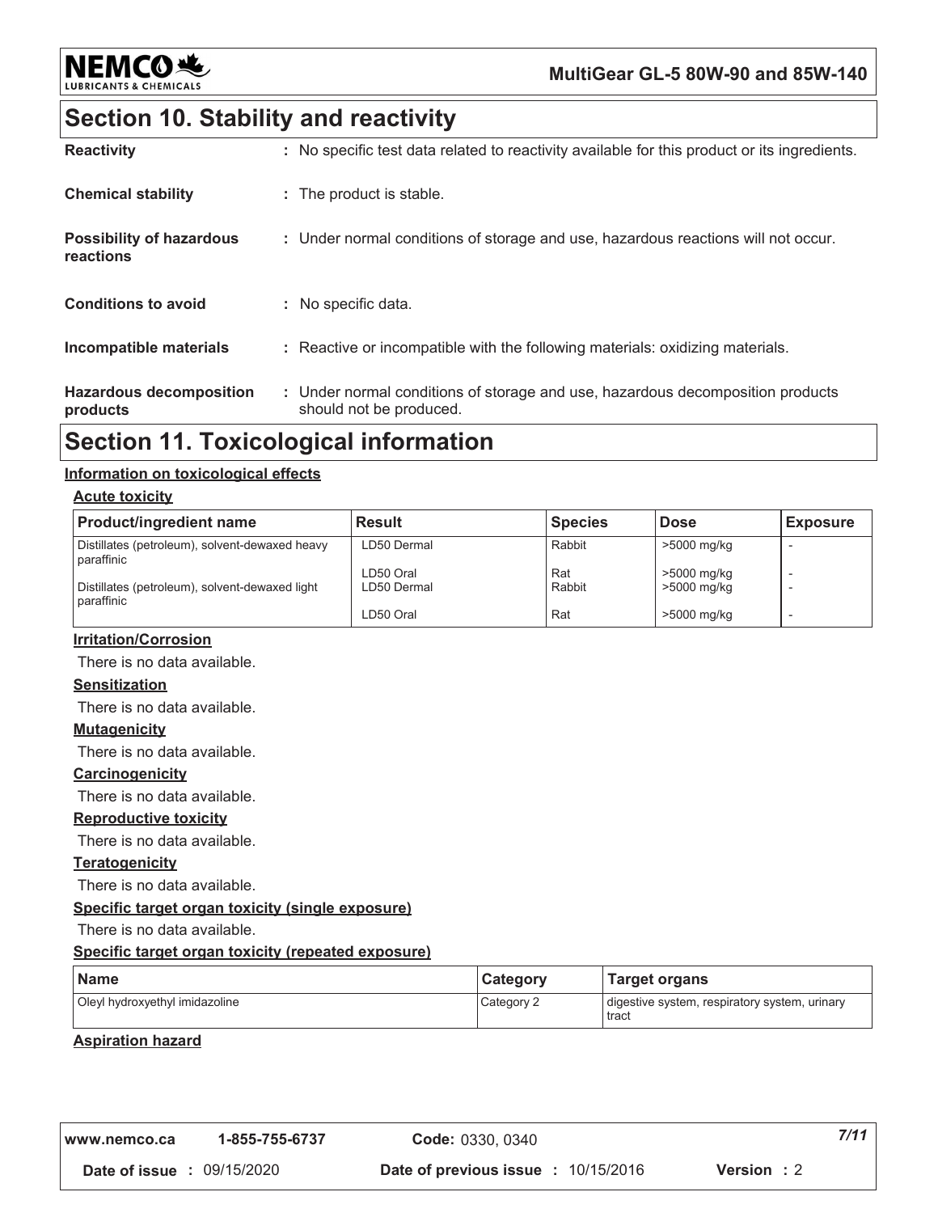## Section 10. Stability and reactivity

| | |
|---|---|
| **Reactivity** | : No specific test data related to reactivity available for this product or its ingredients. |
| **Chemical stability** | : The product is stable. |
| **Possibility of hazardous reactions** | : Under normal conditions of storage and use, hazardous reactions will not occur. |
| **Conditions to avoid** | : No specific data. |
| **Incompatible materials** | : Reactive or incompatible with the following materials: oxidizing materials. |
| **Hazardous decomposition products** | : Under normal conditions of storage and use, hazardous decomposition products should not be produced. |

## Section 11. Toxicological information

### Information on toxicological effects

#### Acute toxicity

| Product/ingredient name | Result | Species | Dose | Exposure |
|---|---|---|---|---|
| Distillates (petroleum), solvent-dewaxed heavy paraffinic | LD50 Dermal | Rabbit | >5000 mg/kg | - |
| | LD50 Oral | Rat | >5000 mg/kg | - |
| Distillates (petroleum), solvent-dewaxed light paraffinic | LD50 Dermal | Rabbit | >5000 mg/kg | - |
| | LD50 Oral | Rat | >5000 mg/kg | - |

#### Irritation/Corrosion

There is no data available.

#### Sensitization

There is no data available.

#### Mutagenicity

There is no data available.

#### Carcinogenicity

There is no data available.

#### Reproductive toxicity

There is no data available.

#### Teratogenicity

There is no data available.

#### Specific target organ toxicity (single exposure)

There is no data available.

#### Specific target organ toxicity (repeated exposure)

| Name | Category | Target organs |
|---|---|---|
| Oleyl hydroxyethyl imidazoline | Category 2 | digestive system, respiratory system, urinary tract |

#### Aspiration hazard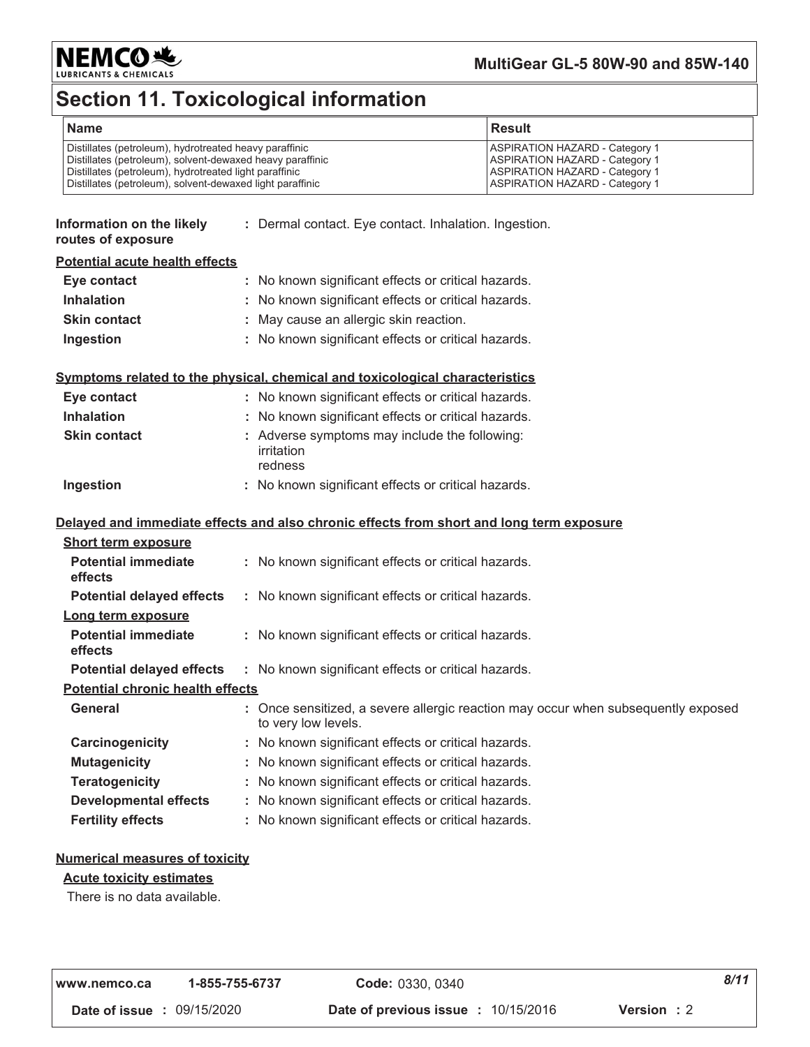# Section 11. Toxicological information

| Name | Result |
| --- | --- |
| Distillates (petroleum), hydrotreated heavy paraffinic | ASPIRATION HAZARD - Category 1 |
| Distillates (petroleum), solvent-dewaxed heavy paraffinic | ASPIRATION HAZARD - Category 1 |
| Distillates (petroleum), hydrotreated light paraffinic | ASPIRATION HAZARD - Category 1 |
| Distillates (petroleum), solvent-dewaxed light paraffinic | ASPIRATION HAZARD - Category 1 |

**Information on the likely routes of exposure** : Dermal contact. Eye contact. Inhalation. Ingestion.

**Potential acute health effects**

**Eye contact** : No known significant effects or critical hazards.

**Inhalation** : No known significant effects or critical hazards.

**Skin contact** : May cause an allergic skin reaction.

**Ingestion** : No known significant effects or critical hazards.

**Symptoms related to the physical, chemical and toxicological characteristics**

**Eye contact** : No known significant effects or critical hazards.

**Inhalation** : No known significant effects or critical hazards.

**Skin contact** : Adverse symptoms may include the following:
irritation
redness

**Ingestion** : No known significant effects or critical hazards.

**Delayed and immediate effects and also chronic effects from short and long term exposure**

**Short term exposure**

**Potential immediate effects** : No known significant effects or critical hazards.

**Potential delayed effects** : No known significant effects or critical hazards.

**Long term exposure**

**Potential immediate effects** : No known significant effects or critical hazards.

**Potential delayed effects** : No known significant effects or critical hazards.

**Potential chronic health effects**

**General** : Once sensitized, a severe allergic reaction may occur when subsequently exposed to very low levels.

**Carcinogenicity** : No known significant effects or critical hazards.

**Mutagenicity** : No known significant effects or critical hazards.

**Teratogenicity** : No known significant effects or critical hazards.

**Developmental effects** : No known significant effects or critical hazards.

**Fertility effects** : No known significant effects or critical hazards.

**Numerical measures of toxicity**

**Acute toxicity estimates**

There is no data available.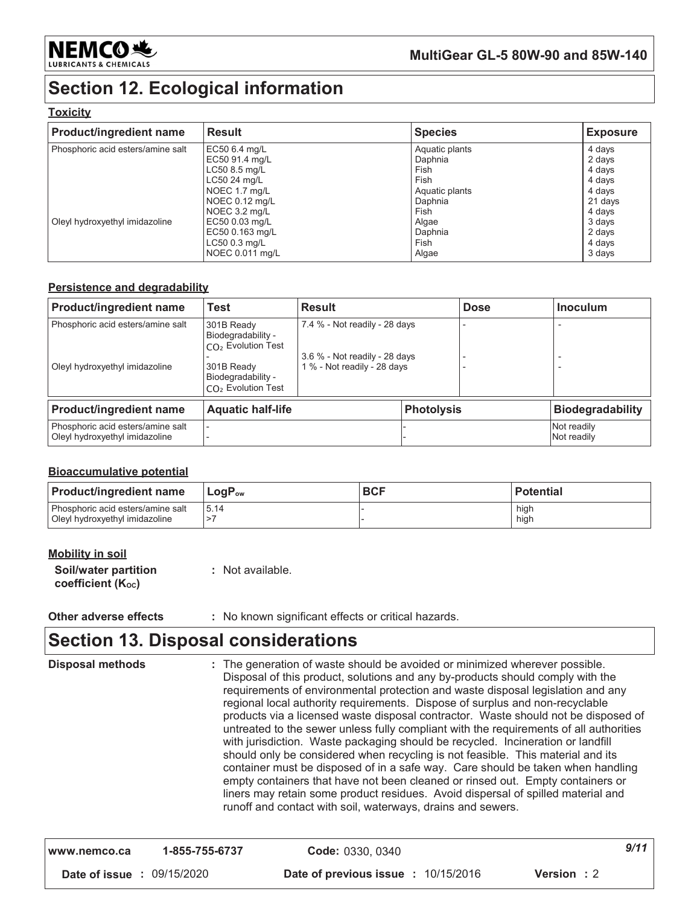## Section 12. Ecological information

### Toxicity

| Product/ingredient name | Result | Species | Exposure |
|---|---|---|---|
| Phosphoric acid esters/amine salt | EC50 6.4 mg/L | Aquatic plants | 4 days |
| | EC50 91.4 mg/L | Daphnia | 2 days |
| | LC50 8.5 mg/L | Fish | 4 days |
| | LC50 24 mg/L | Fish | 4 days |
| | NOEC 1.7 mg/L | Aquatic plants | 4 days |
| | NOEC 0.12 mg/L | Daphnia | 21 days |
| | NOEC 3.2 mg/L | Fish | 4 days |
| Oleyl hydroxyethyl imidazoline | EC50 0.03 mg/L | Algae | 3 days |
| | EC50 0.163 mg/L | Daphnia | 2 days |
| | LC50 0.3 mg/L | Fish | 4 days |
| | NOEC 0.011 mg/L | Algae | 3 days |

### Persistence and degradability

| Product/ingredient name | Test | Result | Dose | Inoculum |
|---|---|---|---|---|
| Phosphoric acid esters/amine salt | 301B Ready Biodegradability - $CO_2$ Evolution Test | 7.4 % - Not readily - 28 days | - | - |
| | - | 3.6 % - Not readily - 28 days | - | - |
| Oleyl hydroxyethyl imidazoline | 301B Ready Biodegradability - $CO_2$ Evolution Test | 1 % - Not readily - 28 days | - | - |

| Product/ingredient name | Aquatic half-life | Photolysis | Biodegradability |
|---|---|---|---|
| Phosphoric acid esters/amine salt | - | - | Not readily |
| Oleyl hydroxyethyl imidazoline | - | - | Not readily |

### Bioaccumulative potential

| Product/ingredient name | $LogP_{ow}$ | BCF | Potential |
|---|---|---|---|
| Phosphoric acid esters/amine salt | 5.14 | - | high |
| Oleyl hydroxyethyl imidazoline | >7 | - | high |

### Mobility in soil

**Soil/water partition coefficient ($K_{OC}$)** : Not available.

**Other adverse effects** : No known significant effects or critical hazards.

## Section 13. Disposal considerations

**Disposal methods** : The generation of waste should be avoided or minimized wherever possible. Disposal of this product, solutions and any by-products should comply with the requirements of environmental protection and waste disposal legislation and any regional local authority requirements. Dispose of surplus and non-recyclable products via a licensed waste disposal contractor. Waste should not be disposed of untreated to the sewer unless fully compliant with the requirements of all authorities with jurisdiction. Waste packaging should be recycled. Incineration or landfill should only be considered when recycling is not feasible. This material and its container must be disposed of in a safe way. Care should be taken when handling empty containers that have not been cleaned or rinsed out. Empty containers or liners may retain some product residues. Avoid dispersal of spilled material and runoff and contact with soil, waterways, drains and sewers.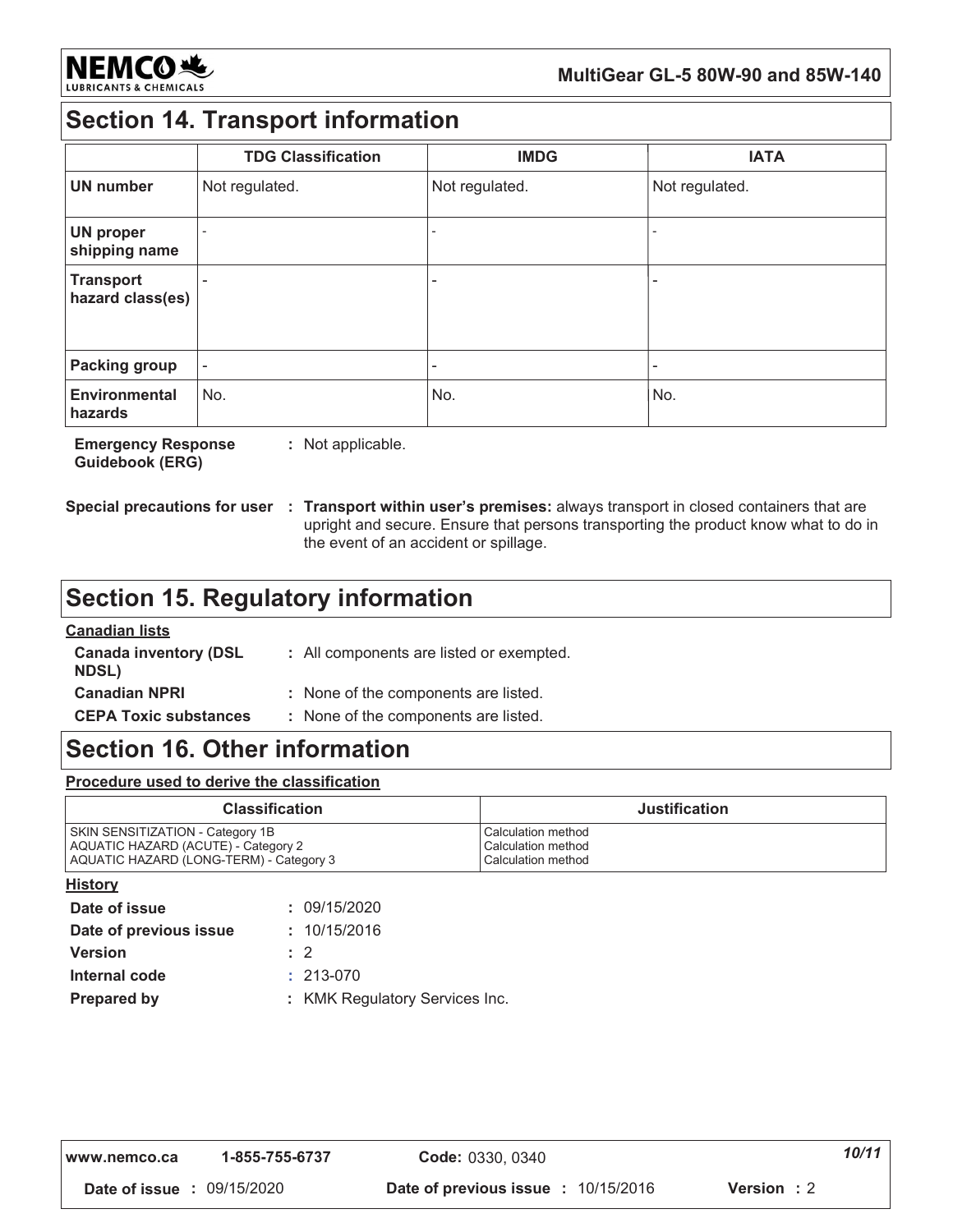## Section 14. Transport information

| | TDG Classification | IMDG | IATA |
|---|---|---|---|
| **UN number** | Not regulated. | Not regulated. | Not regulated. |
| **UN proper shipping name** | - | - | - |
| **Transport hazard class(es)** | - | - | - |
| **Packing group** | - | - | - |
| **Environmental hazards** | No. | No. | No. |

**Emergency Response Guidebook (ERG)** : Not applicable.

**Special precautions for user** : **Transport within user's premises:** always transport in closed containers that are upright and secure. Ensure that persons transporting the product know what to do in the event of an accident or spillage.

## Section 15. Regulatory information

**Canadian lists**

**Canada inventory (DSL NDSL)** : All components are listed or exempted.

**Canadian NPRI** : None of the components are listed.

**CEPA Toxic substances** : None of the components are listed.

## Section 16. Other information

**Procedure used to derive the classification**

| Classification | Justification |
|---|---|
| SKIN SENSITIZATION - Category 1B | Calculation method |
| AQUATIC HAZARD (ACUTE) - Category 2 | Calculation method |
| AQUATIC HAZARD (LONG-TERM) - Category 3 | Calculation method |

**History**

**Date of issue** : 09/15/2020

**Date of previous issue** : 10/15/2016

**Version** : 2

**Internal code** : 213-070

**Prepared by** : KMK Regulatory Services Inc.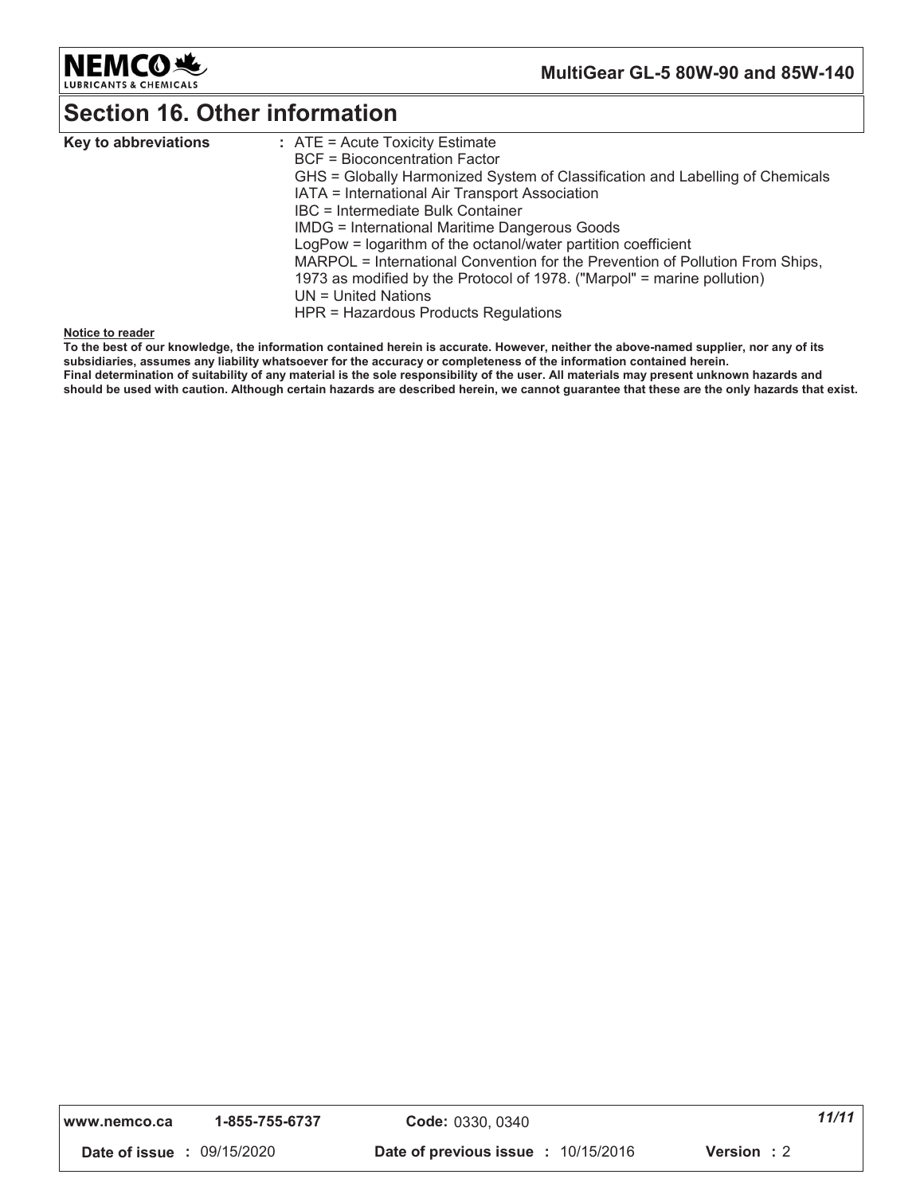## Section 16. Other information

**Key to abbreviations** : ATE = Acute Toxicity Estimate
BCF = Bioconcentration Factor
GHS = Globally Harmonized System of Classification and Labelling of Chemicals
IATA = International Air Transport Association
IBC = Intermediate Bulk Container
IMDG = International Maritime Dangerous Goods
LogPow = logarithm of the octanol/water partition coefficient
MARPOL = International Convention for the Prevention of Pollution From Ships, 1973 as modified by the Protocol of 1978. ("Marpol" = marine pollution)
UN = United Nations
HPR = Hazardous Products Regulations

**Notice to reader**

**To the best of our knowledge, the information contained herein is accurate. However, neither the above-named supplier, nor any of its subsidiaries, assumes any liability whatsoever for the accuracy or completeness of the information contained herein.**
**Final determination of suitability of any material is the sole responsibility of the user. All materials may present unknown hazards and should be used with caution. Although certain hazards are described herein, we cannot guarantee that these are the only hazards that exist.**